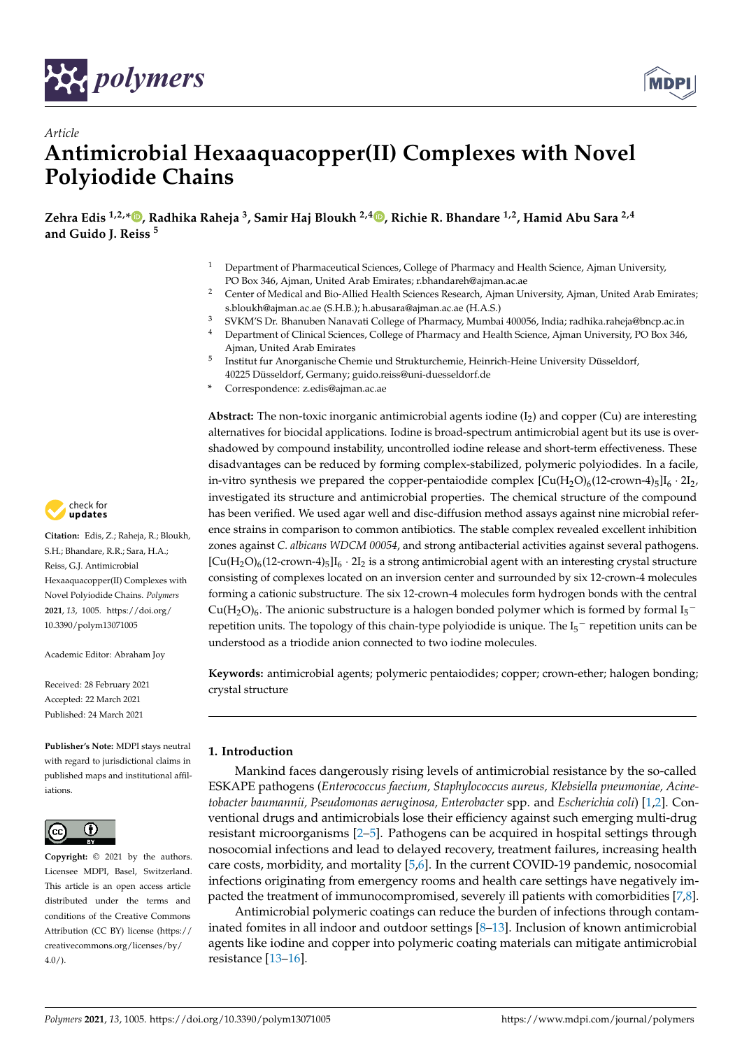*Article*

# Antimicrobial Hexaaquacopper(II) Complexes with Novel Polyiodide Chains

**Zehra Edis [1,2,*], Radhika Raheja [3], Samir Haj Bloukh [2,4], Richie R. Bhandare [1,2], Hamid Abu Sara [2,4] and Guido J. Reiss [5]**

[1] Department of Pharmaceutical Sciences, College of Pharmacy and Health Science, Ajman University, PO Box 346, Ajman, United Arab Emirates; r.bhandareh@ajman.ac.ae

[2] Center of Medical and Bio-Allied Health Sciences Research, Ajman University, Ajman, United Arab Emirates; s.bloukh@ajman.ac.ae (S.H.B.); h.abusara@ajman.ac.ae (H.A.S.)

[3] SVKM'S Dr. Bhanuben Nanavati College of Pharmacy, Mumbai 400056, India; radhika.raheja@bncp.ac.in

[4] Department of Clinical Sciences, College of Pharmacy and Health Science, Ajman University, PO Box 346, Ajman, United Arab Emirates

[5] Institut fur Anorganische Chemie und Strukturchemie, Heinrich-Heine University Düsseldorf, 40225 Düsseldorf, Germany; guido.reiss@uni-duesseldorf.de

\* Correspondence: z.edis@ajman.ac.ae

**Abstract:** The non-toxic inorganic antimicrobial agents iodine ($I_2$) and copper (Cu) are interesting alternatives for biocidal applications. Iodine is broad-spectrum antimicrobial agent but its use is overshadowed by compound instability, uncontrolled iodine release and short-term effectiveness. These disadvantages can be reduced by forming complex-stabilized, polymeric polyiodides. In a facile, in-vitro synthesis we prepared the copper-pentaiodide complex $[Cu(H_2O)_6(12\text{-crown-}4)_5]I_6 \cdot 2I_2$, investigated its structure and antimicrobial properties. The chemical structure of the compound has been verified. We used agar well and disc-diffusion method assays against nine microbial reference strains in comparison to common antibiotics. The stable complex revealed excellent inhibition zones against *C. albicans WDCM 00054*, and strong antibacterial activities against several pathogens. $[Cu(H_2O)_6(12\text{-crown-}4)_5]I_6 \cdot 2I_2$ is a strong antimicrobial agent with an interesting crystal structure consisting of complexes located on an inversion center and surrounded by six 12-crown-4 molecules forming a cationic substructure. The six 12-crown-4 molecules form hydrogen bonds with the central $Cu(H_2O)_6$. The anionic substructure is a halogen bonded polymer which is formed by formal $I_5^-$ repetition units. The topology of this chain-type polyiodide is unique. The $I_5^-$ repetition units can be understood as a triodide anion connected to two iodine molecules.

**Keywords:** antimicrobial agents; polymeric pentaiodides; copper; crown-ether; halogen bonding; crystal structure

Citation: Edis, Z.; Raheja, R.; Bloukh, S.H.; Bhandare, R.R.; Sara, H.A.; Reiss, G.J. Antimicrobial Hexaaquacopper(II) Complexes with Novel Polyiodide Chains. *Polymers* **2021**, *13*, 1005. https://doi.org/10.3390/polym13071005

Academic Editor: Abraham Joy

Received: 28 February 2021
Accepted: 22 March 2021
Published: 24 March 2021

**Publisher's Note:** MDPI stays neutral with regard to jurisdictional claims in published maps and institutional affiliations.

**Copyright:** © 2021 by the authors. Licensee MDPI, Basel, Switzerland. This article is an open access article distributed under the terms and conditions of the Creative Commons Attribution (CC BY) license (https://creativecommons.org/licenses/by/4.0/).

## 1. Introduction

Mankind faces dangerously rising levels of antimicrobial resistance by the so-called ESKAPE pathogens (*Enterococcus faecium, Staphylococcus aureus, Klebsiella pneumoniae, Acinetobacter baumannii, Pseudomonas aeruginosa, Enterobacter* spp. and *Escherichia coli*) [1,2]. Conventional drugs and antimicrobials lose their efficiency against such emerging multi-drug resistant microorganisms [2–5]. Pathogens can be acquired in hospital settings through nosocomial infections and lead to delayed recovery, treatment failures, increasing health care costs, morbidity, and mortality [5,6]. In the current COVID-19 pandemic, nosocomial infections originating from emergency rooms and health care settings have negatively impacted the treatment of immunocompromised, severely ill patients with comorbidities [7,8].

Antimicrobial polymeric coatings can reduce the burden of infections through contaminated fomites in all indoor and outdoor settings [8–13]. Inclusion of known antimicrobial agents like iodine and copper into polymeric coating materials can mitigate antimicrobial resistance [13–16].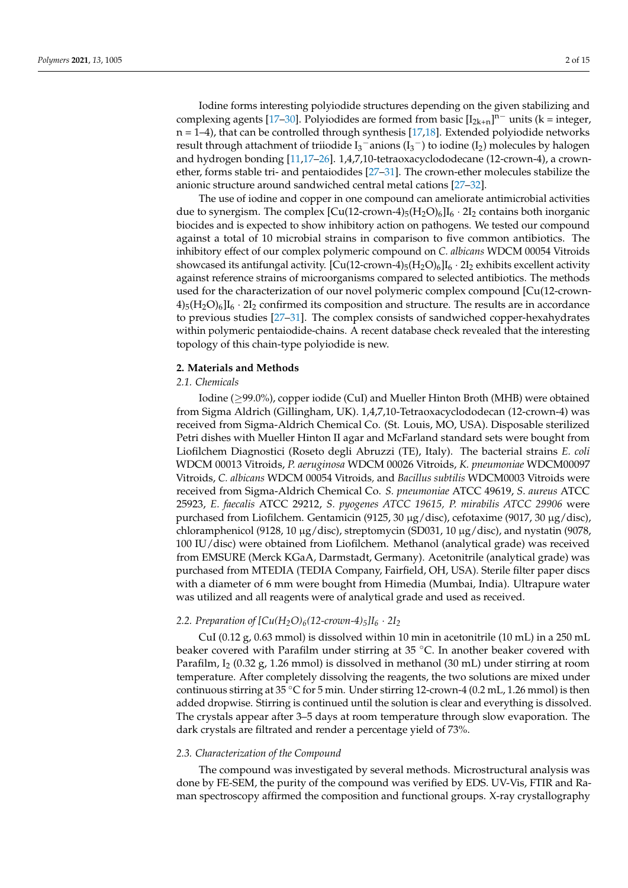Iodine forms interesting polyiodide structures depending on the given stabilizing and complexing agents [17–30]. Polyiodides are formed from basic $[I_{2k+n}]^{n-}$ units (k = integer, n = 1–4), that can be controlled through synthesis [17,18]. Extended polyiodide networks result through attachment of triiodide $I_3^-$anions ($I_3^-$) to iodine ($I_2$) molecules by halogen and hydrogen bonding [11,17–26]. 1,4,7,10-tetraoxacyclododecane (12-crown-4), a crown-ether, forms stable tri- and pentaiodides [27–31]. The crown-ether molecules stabilize the anionic structure around sandwiched central metal cations [27–32].

The use of iodine and copper in one compound can ameliorate antimicrobial activities due to synergism. The complex $[Cu(12\text{-crown-}4)_5(H_2O)_6]I_6 \cdot 2I_2$ contains both inorganic biocides and is expected to show inhibitory action on pathogens. We tested our compound against a total of 10 microbial strains in comparison to five common antibiotics. The inhibitory effect of our complex polymeric compound on *C. albicans* WDCM 00054 Vitroids showcased its antifungal activity. $[Cu(12\text{-crown-}4)_5(H_2O)_6]I_6 \cdot 2I_2$ exhibits excellent activity against reference strains of microorganisms compared to selected antibiotics. The methods used for the characterization of our novel polymeric complex compound $[Cu(12\text{-crown-}4)_5(H_2O)_6]I_6 \cdot 2I_2$ confirmed its composition and structure. The results are in accordance to previous studies [27–31]. The complex consists of sandwiched copper-hexahydrates within polymeric pentaiodide-chains. A recent database check revealed that the interesting topology of this chain-type polyiodide is new.

## 2. Materials and Methods

### 2.1. Chemicals

Iodine (≥99.0%), copper iodide (CuI) and Mueller Hinton Broth (MHB) were obtained from Sigma Aldrich (Gillingham, UK). 1,4,7,10-Tetraoxacyclododecan (12-crown-4) was received from Sigma-Aldrich Chemical Co. (St. Louis, MO, USA). Disposable sterilized Petri dishes with Mueller Hinton II agar and McFarland standard sets were bought from Liofilchem Diagnostici (Roseto degli Abruzzi (TE), Italy). The bacterial strains *E. coli* WDCM 00013 Vitroids, *P. aeruginosa* WDCM 00026 Vitroids, *K. pneumoniae* WDCM00097 Vitroids, *C. albicans* WDCM 00054 Vitroids, and *Bacillus subtilis* WDCM0003 Vitroids were received from Sigma-Aldrich Chemical Co. *S. pneumoniae* ATCC 49619, *S. aureus* ATCC 25923, *E. faecalis* ATCC 29212, *S. pyogenes ATCC 19615, P. mirabilis ATCC 29906* were purchased from Liofilchem. Gentamicin (9125, 30 μg/disc), cefotaxime (9017, 30 μg/disc), chloramphenicol (9128, 10 μg/disc), streptomycin (SD031, 10 μg/disc), and nystatin (9078, 100 IU/disc) were obtained from Liofilchem. Methanol (analytical grade) was received from EMSURE (Merck KGaA, Darmstadt, Germany). Acetonitrile (analytical grade) was purchased from MTEDIA (TEDIA Company, Fairfield, OH, USA). Sterile filter paper discs with a diameter of 6 mm were bought from Himedia (Mumbai, India). Ultrapure water was utilized and all reagents were of analytical grade and used as received.

### 2.2. Preparation of $[Cu(H_2O)_6(12\text{-crown-}4)_5]I_6 \cdot 2I_2$

CuI (0.12 g, 0.63 mmol) is dissolved within 10 min in acetonitrile (10 mL) in a 250 mL beaker covered with Parafilm under stirring at 35 °C. In another beaker covered with Parafilm, $I_2$ (0.32 g, 1.26 mmol) is dissolved in methanol (30 mL) under stirring at room temperature. After completely dissolving the reagents, the two solutions are mixed under continuous stirring at 35 °C for 5 min. Under stirring 12-crown-4 (0.2 mL, 1.26 mmol) is then added dropwise. Stirring is continued until the solution is clear and everything is dissolved. The crystals appear after 3–5 days at room temperature through slow evaporation. The dark crystals are filtrated and render a percentage yield of 73%.

### 2.3. Characterization of the Compound

The compound was investigated by several methods. Microstructural analysis was done by FE-SEM, the purity of the compound was verified by EDS. UV-Vis, FTIR and Raman spectroscopy affirmed the composition and functional groups. X-ray crystallography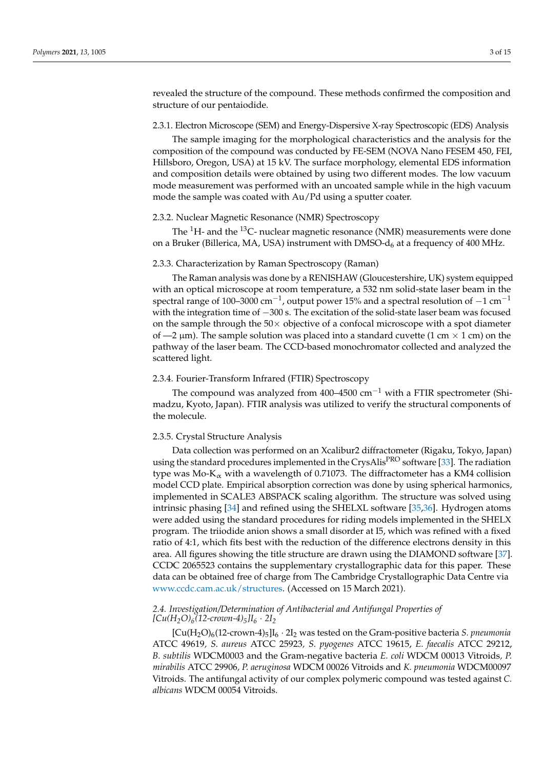revealed the structure of the compound. These methods confirmed the composition and structure of our pentaiodide.

#### 2.3.1. Electron Microscope (SEM) and Energy-Dispersive X-ray Spectroscopic (EDS) Analysis

The sample imaging for the morphological characteristics and the analysis for the composition of the compound was conducted by FE-SEM (NOVA Nano FESEM 450, FEI, Hillsboro, Oregon, USA) at 15 kV. The surface morphology, elemental EDS information and composition details were obtained by using two different modes. The low vacuum mode measurement was performed with an uncoated sample while in the high vacuum mode the sample was coated with Au/Pd using a sputter coater.

#### 2.3.2. Nuclear Magnetic Resonance (NMR) Spectroscopy

The $^{1}$H- and the $^{13}$C- nuclear magnetic resonance (NMR) measurements were done on a Bruker (Billerica, MA, USA) instrument with DMSO-$d_6$ at a frequency of 400 MHz.

#### 2.3.3. Characterization by Raman Spectroscopy (Raman)

The Raman analysis was done by a RENISHAW (Gloucestershire, UK) system equipped with an optical microscope at room temperature, a 532 nm solid-state laser beam in the spectral range of 100–3000 cm$^{-1}$, output power 15% and a spectral resolution of $-1$ cm$^{-1}$ with the integration time of $-300$ s. The excitation of the solid-state laser beam was focused on the sample through the 50× objective of a confocal microscope with a spot diameter of —2 μm). The sample solution was placed into a standard cuvette (1 cm × 1 cm) on the pathway of the laser beam. The CCD-based monochromator collected and analyzed the scattered light.

#### 2.3.4. Fourier-Transform Infrared (FTIR) Spectroscopy

The compound was analyzed from 400–4500 cm$^{-1}$ with a FTIR spectrometer (Shimadzu, Kyoto, Japan). FTIR analysis was utilized to verify the structural components of the molecule.

#### 2.3.5. Crystal Structure Analysis

Data collection was performed on an Xcalibur2 diffractometer (Rigaku, Tokyo, Japan) using the standard procedures implemented in the CrysAlis$^{PRO}$ software [33]. The radiation type was Mo-K$_{\alpha}$ with a wavelength of 0.71073. The diffractometer has a KM4 collision model CCD plate. Empirical absorption correction was done by using spherical harmonics, implemented in SCALE3 ABSPACK scaling algorithm. The structure was solved using intrinsic phasing [34] and refined using the SHELXL software [35,36]. Hydrogen atoms were added using the standard procedures for riding models implemented in the SHELX program. The triiodide anion shows a small disorder at I5, which was refined with a fixed ratio of 4:1, which fits best with the reduction of the difference electrons density in this area. All figures showing the title structure are drawn using the DIAMOND software [37]. CCDC 2065523 contains the supplementary crystallographic data for this paper. These data can be obtained free of charge from The Cambridge Crystallographic Data Centre via www.ccdc.cam.ac.uk/structures. (Accessed on 15 March 2021).

### *2.4. Investigation/Determination of Antibacterial and Antifungal Properties of $[Cu(H_2O)_6(12\text{-crown-}4)_5]I_6 \cdot 2I_2$*

$[Cu(H_2O)_6(12\text{-crown-}4)_5]I_6 \cdot 2I_2$ was tested on the Gram-positive bacteria *S. pneumonia* ATCC 49619, *S. aureus* ATCC 25923, *S. pyogenes* ATCC 19615, *E. faecalis* ATCC 29212, *B. subtilis* WDCM0003 and the Gram-negative bacteria *E. coli* WDCM 00013 Vitroids, *P. mirabilis* ATCC 29906, *P. aeruginosa* WDCM 00026 Vitroids and *K. pneumonia* WDCM00097 Vitroids. The antifungal activity of our complex polymeric compound was tested against *C. albicans* WDCM 00054 Vitroids.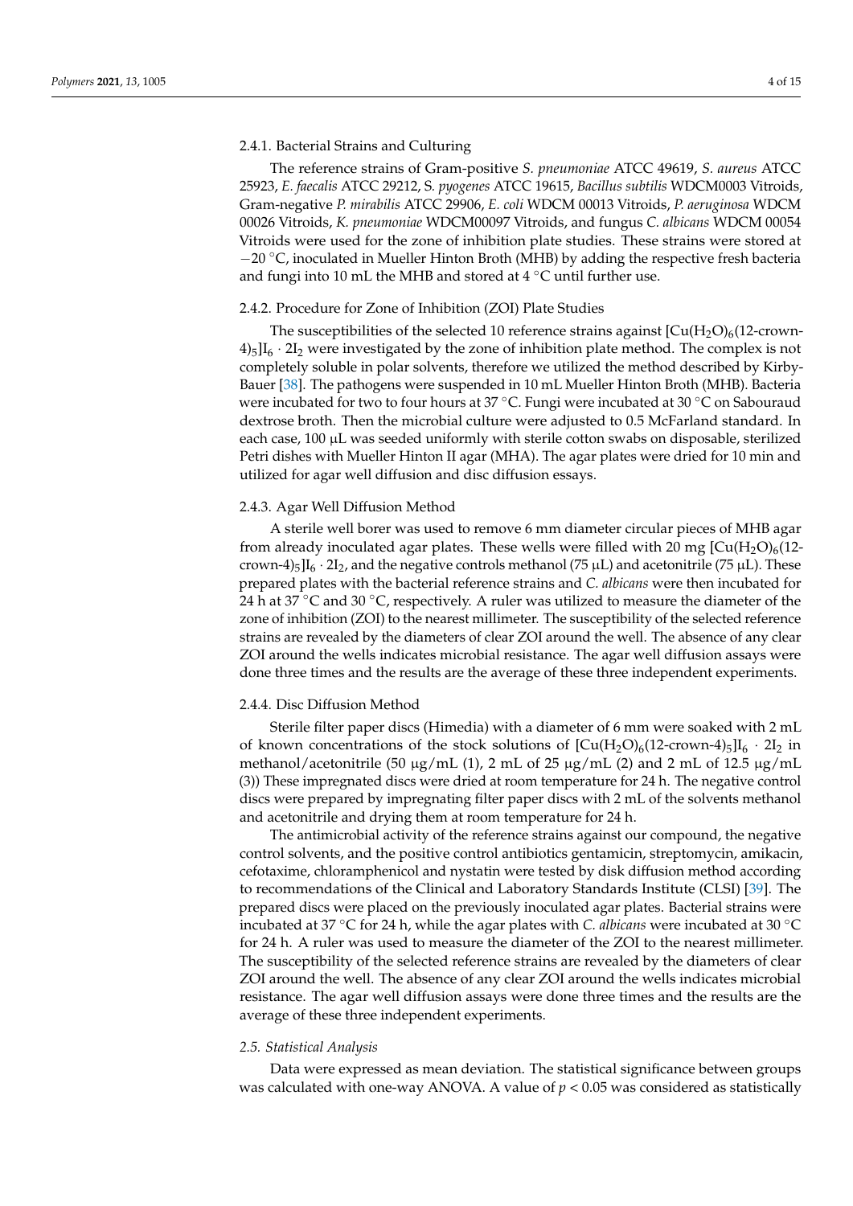#### 2.4.1. Bacterial Strains and Culturing

The reference strains of Gram-positive *S. pneumoniae* ATCC 49619, *S. aureus* ATCC 25923, *E. faecalis* ATCC 29212, S. *pyogenes* ATCC 19615, *Bacillus subtilis* WDCM0003 Vitroids, Gram-negative *P. mirabilis* ATCC 29906, *E. coli* WDCM 00013 Vitroids, *P. aeruginosa* WDCM 00026 Vitroids, *K. pneumoniae* WDCM00097 Vitroids, and fungus *C. albicans* WDCM 00054 Vitroids were used for the zone of inhibition plate studies. These strains were stored at −20 °C, inoculated in Mueller Hinton Broth (MHB) by adding the respective fresh bacteria and fungi into 10 mL the MHB and stored at 4 °C until further use.

#### 2.4.2. Procedure for Zone of Inhibition (ZOI) Plate Studies

The susceptibilities of the selected 10 reference strains against $[Cu(H_2O)_6(12\text{-crown-}4)_5]I_6 \cdot 2I_2$ were investigated by the zone of inhibition plate method. The complex is not completely soluble in polar solvents, therefore we utilized the method described by Kirby-Bauer [38]. The pathogens were suspended in 10 mL Mueller Hinton Broth (MHB). Bacteria were incubated for two to four hours at 37 °C. Fungi were incubated at 30 °C on Sabouraud dextrose broth. Then the microbial culture were adjusted to 0.5 McFarland standard. In each case, 100 µL was seeded uniformly with sterile cotton swabs on disposable, sterilized Petri dishes with Mueller Hinton II agar (MHA). The agar plates were dried for 10 min and utilized for agar well diffusion and disc diffusion essays.

#### 2.4.3. Agar Well Diffusion Method

A sterile well borer was used to remove 6 mm diameter circular pieces of MHB agar from already inoculated agar plates. These wells were filled with 20 mg $[Cu(H_2O)_6(12\text{-crown-}4)_5]I_6 \cdot 2I_2$, and the negative controls methanol (75 µL) and acetonitrile (75 µL). These prepared plates with the bacterial reference strains and *C. albicans* were then incubated for 24 h at 37 °C and 30 °C, respectively. A ruler was utilized to measure the diameter of the zone of inhibition (ZOI) to the nearest millimeter. The susceptibility of the selected reference strains are revealed by the diameters of clear ZOI around the well. The absence of any clear ZOI around the wells indicates microbial resistance. The agar well diffusion assays were done three times and the results are the average of these three independent experiments.

#### 2.4.4. Disc Diffusion Method

Sterile filter paper discs (Himedia) with a diameter of 6 mm were soaked with 2 mL of known concentrations of the stock solutions of $[Cu(H_2O)_6(12\text{-crown-}4)_5]I_6 \cdot 2I_2$ in methanol/acetonitrile (50 µg/mL (1), 2 mL of 25 µg/mL (2) and 2 mL of 12.5 µg/mL (3)) These impregnated discs were dried at room temperature for 24 h. The negative control discs were prepared by impregnating filter paper discs with 2 mL of the solvents methanol and acetonitrile and drying them at room temperature for 24 h.

The antimicrobial activity of the reference strains against our compound, the negative control solvents, and the positive control antibiotics gentamicin, streptomycin, amikacin, cefotaxime, chloramphenicol and nystatin were tested by disk diffusion method according to recommendations of the Clinical and Laboratory Standards Institute (CLSI) [39]. The prepared discs were placed on the previously inoculated agar plates. Bacterial strains were incubated at 37 °C for 24 h, while the agar plates with *C. albicans* were incubated at 30 °C for 24 h. A ruler was used to measure the diameter of the ZOI to the nearest millimeter. The susceptibility of the selected reference strains are revealed by the diameters of clear ZOI around the well. The absence of any clear ZOI around the wells indicates microbial resistance. The agar well diffusion assays were done three times and the results are the average of these three independent experiments.

### *2.5. Statistical Analysis*

Data were expressed as mean deviation. The statistical significance between groups was calculated with one-way ANOVA. A value of $p < 0.05$ was considered as statistically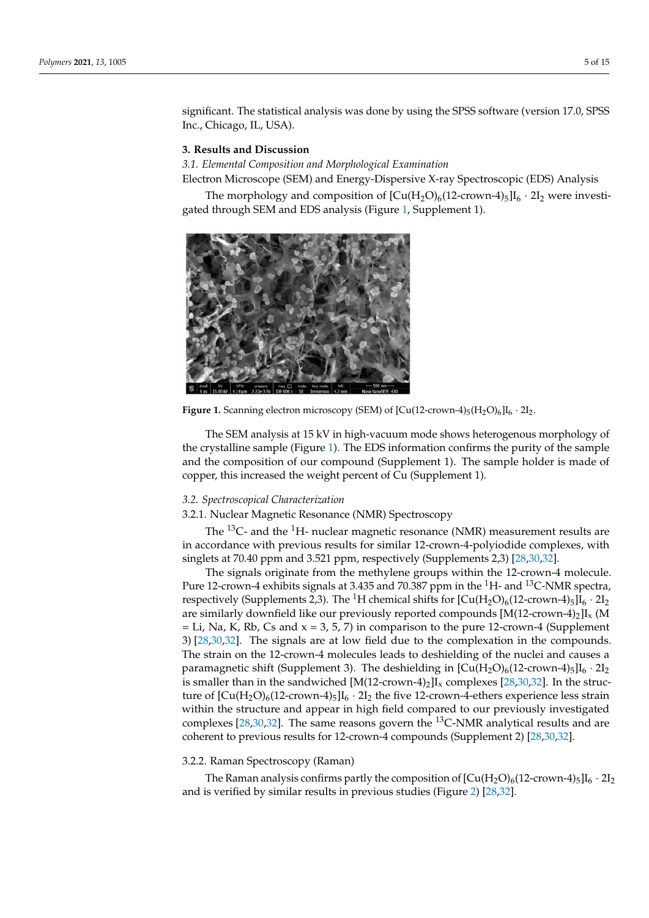significant. The statistical analysis was done by using the SPSS software (version 17.0, SPSS Inc., Chicago, IL, USA).

## 3. Results and Discussion

### *3.1. Elemental Composition and Morphological Examination*

Electron Microscope (SEM) and Energy-Dispersive X-ray Spectroscopic (EDS) Analysis

The morphology and composition of $[Cu(H_2O)_6(12\text{-crown-}4)_5]I_6 \cdot 2I_2$ were investigated through SEM and EDS analysis (Figure 1, Supplement 1).

**Figure 1.** Scanning electron microscopy (SEM) of $[Cu(12\text{-crown-}4)_5(H_2O)_6]I_6 \cdot 2I_2$.

The SEM analysis at 15 kV in high-vacuum mode shows heterogenous morphology of the crystalline sample (Figure 1). The EDS information confirms the purity of the sample and the composition of our compound (Supplement 1). The sample holder is made of copper, this increased the weight percent of Cu (Supplement 1).

### *3.2. Spectroscopical Characterization*

#### 3.2.1. Nuclear Magnetic Resonance (NMR) Spectroscopy

The $^{13}C$- and the $^{1}H$- nuclear magnetic resonance (NMR) measurement results are in accordance with previous results for similar 12-crown-4-polyiodide complexes, with singlets at 70.40 ppm and 3.521 ppm, respectively (Supplements 2,3) [28,30,32].

The signals originate from the methylene groups within the 12-crown-4 molecule. Pure 12-crown-4 exhibits signals at 3.435 and 70.387 ppm in the $^{1}H$- and $^{13}C$-NMR spectra, respectively (Supplements 2,3). The $^{1}H$ chemical shifts for $[Cu(H_2O)_6(12\text{-crown-}4)_5]I_6 \cdot 2I_2$ are similarly downfield like our previously reported compounds $[M(12\text{-crown-}4)_2]I_x$ (M = Li, Na, K, Rb, Cs and x = 3, 5, 7) in comparison to the pure 12-crown-4 (Supplement 3) [28,30,32]. The signals are at low field due to the complexation in the compounds. The strain on the 12-crown-4 molecules leads to deshielding of the nuclei and causes a paramagnetic shift (Supplement 3). The deshielding in $[Cu(H_2O)_6(12\text{-crown-}4)_5]I_6 \cdot 2I_2$ is smaller than in the sandwiched $[M(12\text{-crown-}4)_2]I_x$ complexes [28,30,32]. In the structure of $[Cu(H_2O)_6(12\text{-crown-}4)_5]I_6 \cdot 2I_2$ the five 12-crown-4-ethers experience less strain within the structure and appear in high field compared to our previously investigated complexes [28,30,32]. The same reasons govern the $^{13}C$-NMR analytical results and are coherent to previous results for 12-crown-4 compounds (Supplement 2) [28,30,32].

#### 3.2.2. Raman Spectroscopy (Raman)

The Raman analysis confirms partly the composition of $[Cu(H_2O)_6(12\text{-crown-}4)_5]I_6 \cdot 2I_2$ and is verified by similar results in previous studies (Figure 2) [28,32].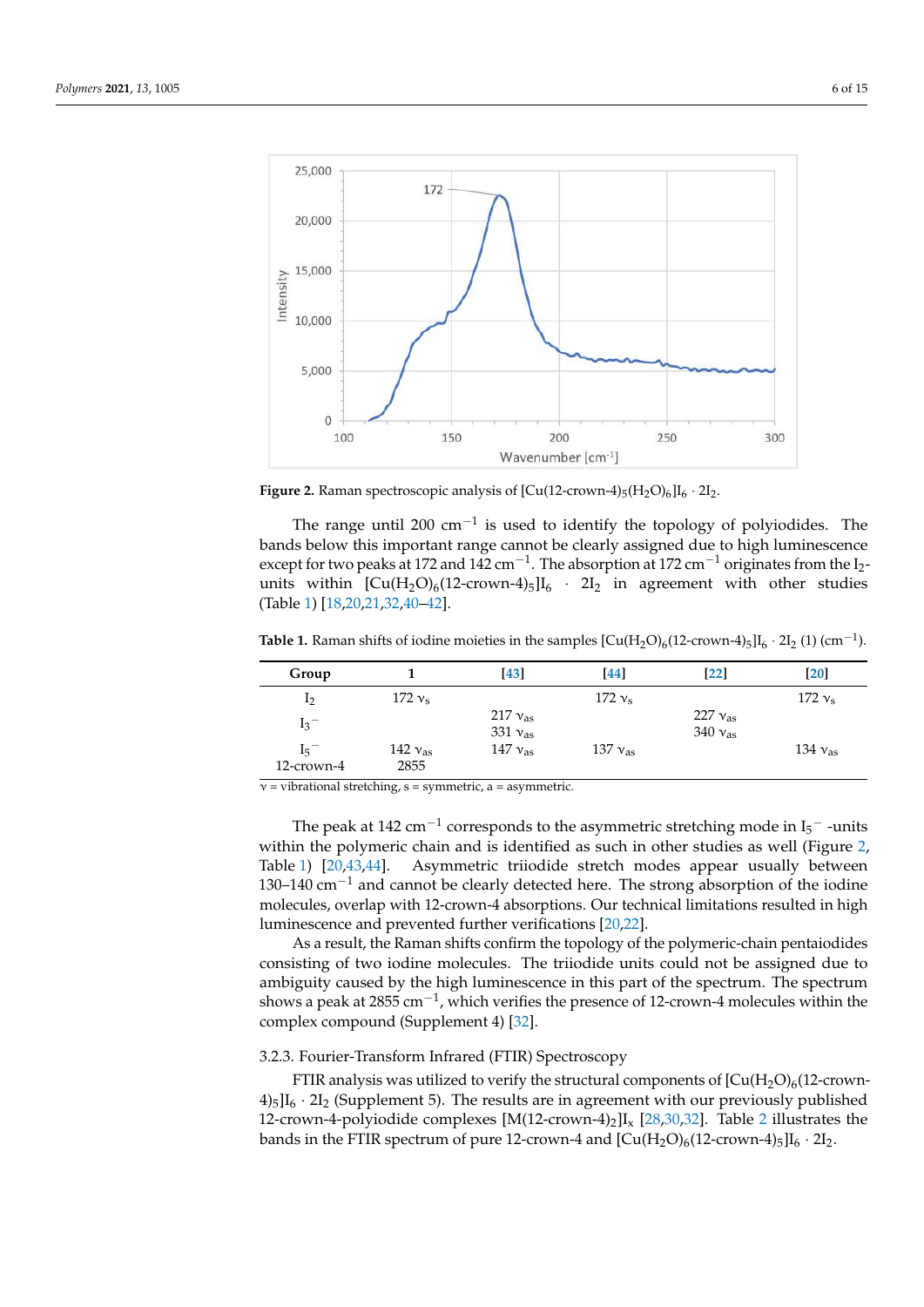Figure 2. Raman spectroscopic analysis of $[Cu(12\text{-crown-}4)_5(H_2O)_6]I_6 \cdot 2I_2$.

The range until 200 $cm^{-1}$ is used to identify the topology of polyiodides. The bands below this important range cannot be clearly assigned due to high luminescence except for two peaks at 172 and 142 $cm^{-1}$. The absorption at 172 $cm^{-1}$ originates from the $I_2$-units within $[Cu(H_2O)_6(12\text{-crown-}4)_5]I_6 \cdot 2I_2$ in agreement with other studies (Table 1) [18,20,21,32,40–42].

**Table 1.** Raman shifts of iodine moieties in the samples $[Cu(H_2O)_6(12\text{-crown-}4)_5]I_6 \cdot 2I_2$ (1) ($cm^{-1}$).

| Group | 1 | [43] | [44] | [22] | [20] |
|---|---|---|---|---|---|
| $I_2$ | 172 $\nu_s$ | | 172 $\nu_s$ | | 172 $\nu_s$ |
| $I_3^-$ | | 217 $\nu_{as}$<br>331 $\nu_{as}$ | | 227 $\nu_{as}$<br>340 $\nu_{as}$ | |
| $I_5^-$ | 142 $\nu_{as}$ | 147 $\nu_{as}$ | 137 $\nu_{as}$ | | 134 $\nu_{as}$ |
| 12-crown-4 | 2855 | | | | |

$\nu$ = vibrational stretching, s = symmetric, a = asymmetric.

The peak at 142 $cm^{-1}$ corresponds to the asymmetric stretching mode in $I_5^-$ -units within the polymeric chain and is identified as such in other studies as well (Figure 2, Table 1) [20,43,44]. Asymmetric triiodide stretch modes appear usually between 130–140 $cm^{-1}$ and cannot be clearly detected here. The strong absorption of the iodine molecules, overlap with 12-crown-4 absorptions. Our technical limitations resulted in high luminescence and prevented further verifications [20,22].

As a result, the Raman shifts confirm the topology of the polymeric-chain pentaiodides consisting of two iodine molecules. The triiodide units could not be assigned due to ambiguity caused by the high luminescence in this part of the spectrum. The spectrum shows a peak at 2855 $cm^{-1}$, which verifies the presence of 12-crown-4 molecules within the complex compound (Supplement 4) [32].

### 3.2.3. Fourier-Transform Infrared (FTIR) Spectroscopy

FTIR analysis was utilized to verify the structural components of $[Cu(H_2O)_6(12\text{-crown-}4)_5]I_6 \cdot 2I_2$ (Supplement 5). The results are in agreement with our previously published 12-crown-4-polyiodide complexes $[M(12\text{-crown-}4)_2]I_x$ [28,30,32]. Table 2 illustrates the bands in the FTIR spectrum of pure 12-crown-4 and $[Cu(H_2O)_6(12\text{-crown-}4)_5]I_6 \cdot 2I_2$.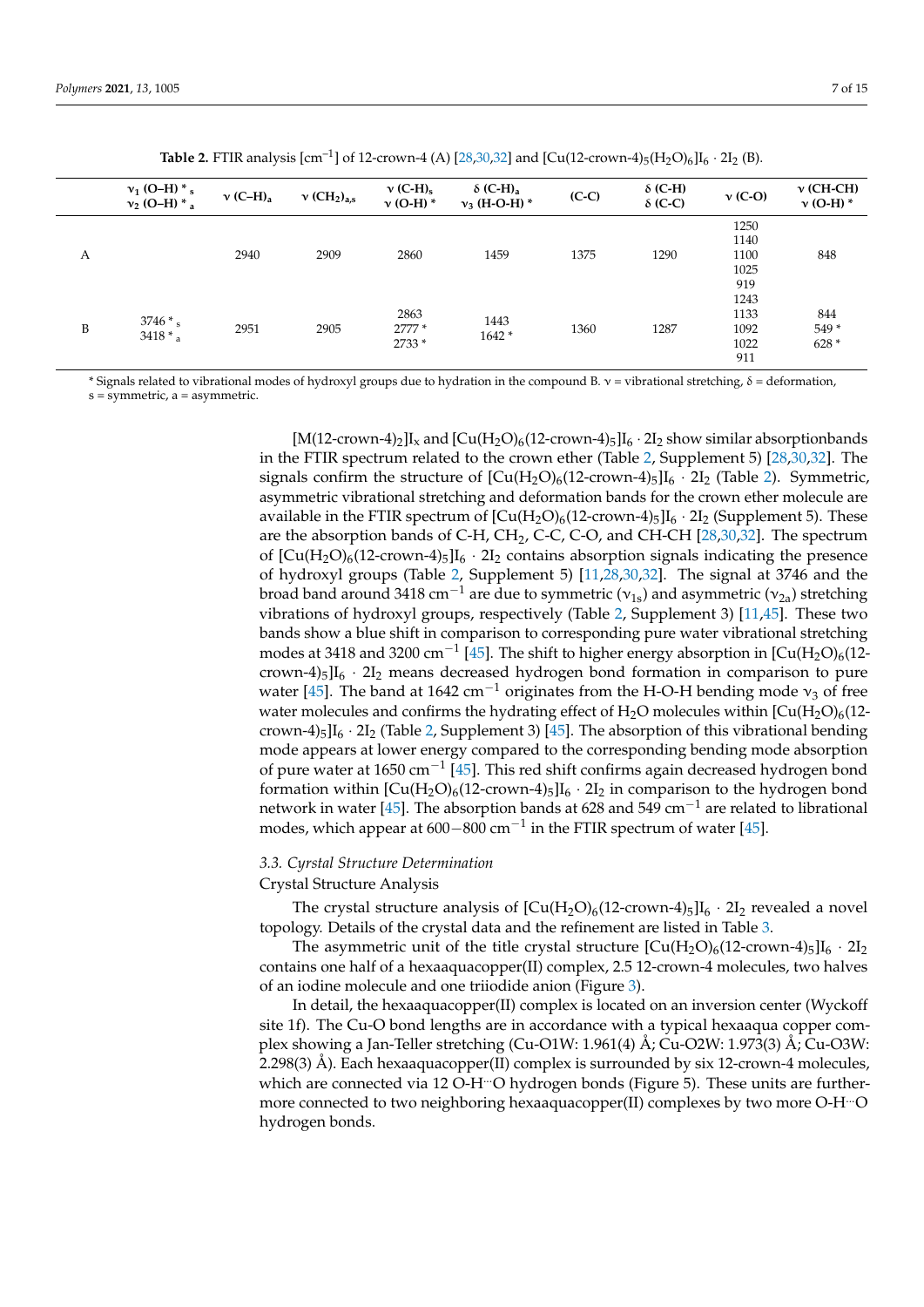**Table 2.** FTIR analysis [$cm^{-1}$] of 12-crown-4 (A) [28,30,32] and $[Cu(12\text{-crown-}4)_5(H_2O)_6]I_6 \cdot 2I_2$ (B).

| | $\nu_1$ (O–H) * $_s$ $\nu_2$ (O–H) * $_a$ | $\nu$ (C–H)$_a$ | $\nu$ $(CH_2)_{a,s}$ | $\nu$ (C-H)$_s$ $\nu$ (O-H) * | $\delta$ (C-H)$_a$ $\nu_3$ (H-O-H) * | (C-C) | $\delta$ (C-H) $\delta$ (C-C) | $\nu$ (C-O) | $\nu$ (CH-CH) $\nu$ (O-H) * |
|---|---|---|---|---|---|---|---|---|---|
| A | | 2940 | 2909 | 2860 | 1459 | 1375 | 1290 | 1250 1140 1100 1025 919 | 848 |
| B | 3746 * $_s$ 3418 * $_a$ | 2951 | 2905 | 2863 2777 * 2733 * | 1443 1642 * | 1360 | 1287 | 1243 1133 1092 1022 911 | 844 549 * 628 * |

\* Signals related to vibrational modes of hydroxyl groups due to hydration in the compound B. ν = vibrational stretching, δ = deformation, s = symmetric, a = asymmetric.

$[M(12\text{-crown-}4)_2]I_x$ and $[Cu(H_2O)_6(12\text{-crown-}4)_5]I_6 \cdot 2I_2$ show similar absorptionbands in the FTIR spectrum related to the crown ether (Table 2, Supplement 5) [28,30,32]. The signals confirm the structure of $[Cu(H_2O)_6(12\text{-crown-}4)_5]I_6 \cdot 2I_2$ (Table 2). Symmetric, asymmetric vibrational stretching and deformation bands for the crown ether molecule are available in the FTIR spectrum of $[Cu(H_2O)_6(12\text{-crown-}4)_5]I_6 \cdot 2I_2$ (Supplement 5). These are the absorption bands of C-H, $CH_2$, C-C, C-O, and CH-CH [28,30,32]. The spectrum of $[Cu(H_2O)_6(12\text{-crown-}4)_5]I_6 \cdot 2I_2$ contains absorption signals indicating the presence of hydroxyl groups (Table 2, Supplement 5) [11,28,30,32]. The signal at 3746 and the broad band around 3418 $cm^{-1}$ are due to symmetric ($\nu_{1s}$) and asymmetric ($\nu_{2a}$) stretching vibrations of hydroxyl groups, respectively (Table 2, Supplement 3) [11,45]. These two bands show a blue shift in comparison to corresponding pure water vibrational stretching modes at 3418 and 3200 $cm^{-1}$ [45]. The shift to higher energy absorption in $[Cu(H_2O)_6(12\text{-crown-}4)_5]I_6 \cdot 2I_2$ means decreased hydrogen bond formation in comparison to pure water [45]. The band at 1642 $cm^{-1}$ originates from the H-O-H bending mode $\nu_3$ of free water molecules and confirms the hydrating effect of $H_2O$ molecules within $[Cu(H_2O)_6(12\text{-crown-}4)_5]I_6 \cdot 2I_2$ (Table 2, Supplement 3) [45]. The absorption of this vibrational bending mode appears at lower energy compared to the corresponding bending mode absorption of pure water at 1650 $cm^{-1}$ [45]. This red shift confirms again decreased hydrogen bond formation within $[Cu(H_2O)_6(12\text{-crown-}4)_5]I_6 \cdot 2I_2$ in comparison to the hydrogen bond network in water [45]. The absorption bands at 628 and 549 $cm^{-1}$ are related to librational modes, which appear at 600−800 $cm^{-1}$ in the FTIR spectrum of water [45].

### *3.3. Cyrstal Structure Determination*

Crystal Structure Analysis

The crystal structure analysis of $[Cu(H_2O)_6(12\text{-crown-}4)_5]I_6 \cdot 2I_2$ revealed a novel topology. Details of the crystal data and the refinement are listed in Table 3.

The asymmetric unit of the title crystal structure $[Cu(H_2O)_6(12\text{-crown-}4)_5]I_6 \cdot 2I_2$ contains one half of a hexaaquacopper(II) complex, 2.5 12-crown-4 molecules, two halves of an iodine molecule and one triiodide anion (Figure 3).

In detail, the hexaaquacopper(II) complex is located on an inversion center (Wyckoff site 1f). The Cu-O bond lengths are in accordance with a typical hexaaqua copper complex showing a Jan-Teller stretching (Cu-O1W: 1.961(4) Å; Cu-O2W: 1.973(3) Å; Cu-O3W: 2.298(3) Å). Each hexaaquacopper(II) complex is surrounded by six 12-crown-4 molecules, which are connected via 12 O-H···O hydrogen bonds (Figure 5). These units are furthermore connected to two neighboring hexaaquacopper(II) complexes by two more O-H···O hydrogen bonds.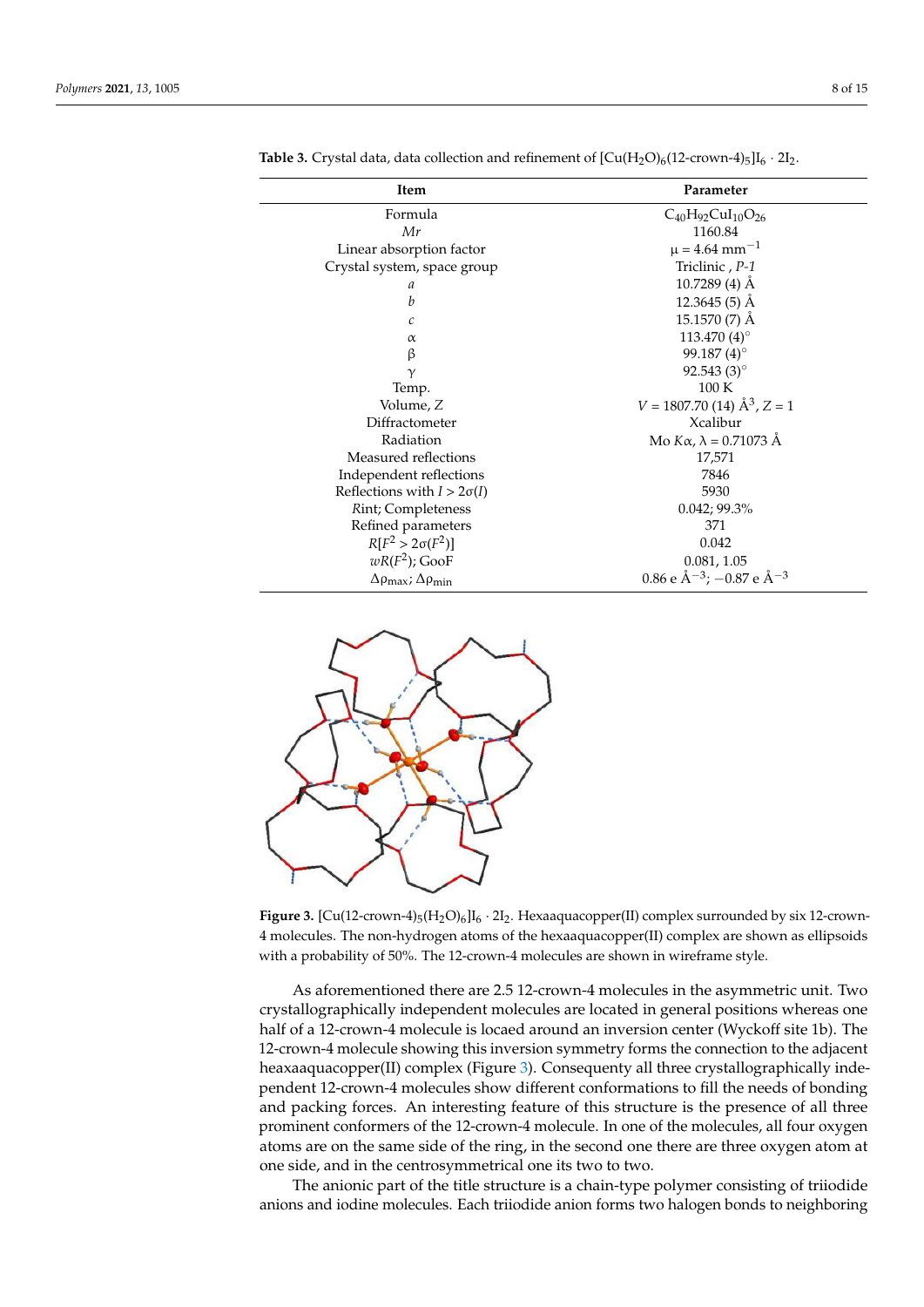**Table 3.** Crystal data, data collection and refinement of $[Cu(H_2O)_6(12\text{-crown-}4)_5]I_6 \cdot 2I_2$.

| Item | Parameter |
| --- | --- |
| Formula | $C_{40}H_{92}CuI_{10}O_{26}$ |
| *Mr* | 1160.84 |
| Linear absorption factor | $\mu = 4.64\ mm^{-1}$ |
| Crystal system, space group | Triclinic , *P-1* |
| *a* | 10.7289 (4) Å |
| *b* | 12.3645 (5) Å |
| *c* | 15.1570 (7) Å |
| α | 113.470 (4)° |
| β | 99.187 (4)° |
| γ | 92.543 (3)° |
| Temp. | 100 K |
| Volume, *Z* | $V = 1807.70\ (14)\ Å^3$, $Z = 1$ |
| Diffractometer | Xcalibur |
| Radiation | Mo *K*α, λ = 0.71073 Å |
| Measured reflections | 17,571 |
| Independent reflections | 7846 |
| Reflections with $I > 2\sigma(I)$ | 5930 |
| *R*int; Completeness | 0.042; 99.3% |
| Refined parameters | 371 |
| $R[F^2 > 2\sigma(F^2)]$ | 0.042 |
| $wR(F^2)$; GooF | 0.081, 1.05 |
| $\Delta\rho_{max}$; $\Delta\rho_{min}$ | $0.86\ e\ Å^{-3}$; $-0.87\ e\ Å^{-3}$ |

**Figure 3.** $[Cu(12\text{-crown-}4)_5(H_2O)_6]I_6 \cdot 2I_2$. Hexaaquacopper(II) complex surrounded by six 12-crown-4 molecules. The non-hydrogen atoms of the hexaaquacopper(II) complex are shown as ellipsoids with a probability of 50%. The 12-crown-4 molecules are shown in wireframe style.

As aforementioned there are 2.5 12-crown-4 molecules in the asymmetric unit. Two crystallographically independent molecules are located in general positions whereas one half of a 12-crown-4 molecule is locaed around an inversion center (Wyckoff site 1b). The 12-crown-4 molecule showing this inversion symmetry forms the connection to the adjacent heaxaaquacopper(II) complex (Figure 3). Consequenty all three crystallographically independent 12-crown-4 molecules show different conformations to fill the needs of bonding and packing forces. An interesting feature of this structure is the presence of all three prominent conformers of the 12-crown-4 molecule. In one of the molecules, all four oxygen atoms are on the same side of the ring, in the second one there are three oxygen atom at one side, and in the centrosymmetrical one its two to two.

The anionic part of the title structure is a chain-type polymer consisting of triiodide anions and iodine molecules. Each triiodide anion forms two halogen bonds to neighboring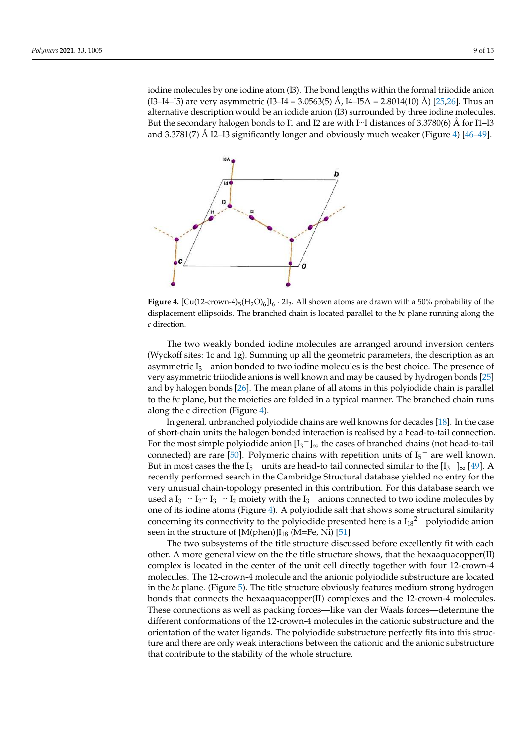iodine molecules by one iodine atom (I3). The bond lengths within the formal triiodide anion (I3–I4–I5) are very asymmetric (I3–I4 = 3.0563(5) Å, I4–I5A = 2.8014(10) Å) [25,26]. Thus an alternative description would be an iodide anion (I3) surrounded by three iodine molecules. But the secondary halogen bonds to I1 and I2 are with I···I distances of 3.3780(6) Å for I1–I3 and 3.3781(7) Å I2–I3 significantly longer and obviously much weaker (Figure 4) [46–49].

**Figure 4.** $[Cu(12\text{-crown-}4)_5(H_2O)_6]I_6 \cdot 2I_2$. All shown atoms are drawn with a 50% probability of the displacement ellipsoids. The branched chain is located parallel to the *bc* plane running along the *c* direction.

The two weakly bonded iodine molecules are arranged around inversion centers (Wyckoff sites: 1c and 1g). Summing up all the geometric parameters, the description as an asymmetric $I_3^-$ anion bonded to two iodine molecules is the best choice. The presence of very asymmetric triiodide anions is well known and may be caused by hydrogen bonds [25] and by halogen bonds [26]. The mean plane of all atoms in this polyiodide chain is parallel to the *bc* plane, but the moieties are folded in a typical manner. The branched chain runs along the c direction (Figure 4).

In general, unbranched polyiodide chains are well knowns for decades [18]. In the case of short-chain units the halogen bonded interaction is realised by a head-to-tail connection. For the most simple polyiodide anion $[I_3^-]_\infty$ the cases of branched chains (not head-to-tail connected) are rare [50]. Polymeric chains with repetition units of $I_5^-$ are well known. But in most cases the the $I_5^-$ units are head-to tail connected similar to the $[I_3^-]_\infty$ [49]. A recently performed search in the Cambridge Structural database yielded no entry for the very unusual chain-topology presented in this contribution. For this database search we used a $I_3^-$··· $I_2$··· $I_3^-$··· $I_2$ moiety with the $I_3^-$ anions connected to two iodine molecules by one of its iodine atoms (Figure 4). A polyiodide salt that shows some structural similarity concerning its connectivity to the polyiodide presented here is a $I_{18}^{2-}$ polyiodide anion seen in the structure of $[M(phen)]I_{18}$ (M=Fe, Ni) [51]

The two subsystems of the title structure discussed before excellently fit with each other. A more general view on the the title structure shows, that the hexaaquacopper(II) complex is located in the center of the unit cell directly together with four 12-crown-4 molecules. The 12-crown-4 molecule and the anionic polyiodide substructure are located in the *bc* plane. (Figure 5). The title structure obviously features medium strong hydrogen bonds that connects the hexaaquacopper(II) complexes and the 12-crown-4 molecules. These connections as well as packing forces—like van der Waals forces—determine the different conformations of the 12-crown-4 molecules in the cationic substructure and the orientation of the water ligands. The polyiodide substructure perfectly fits into this structure and there are only weak interactions between the cationic and the anionic substructure that contribute to the stability of the whole structure.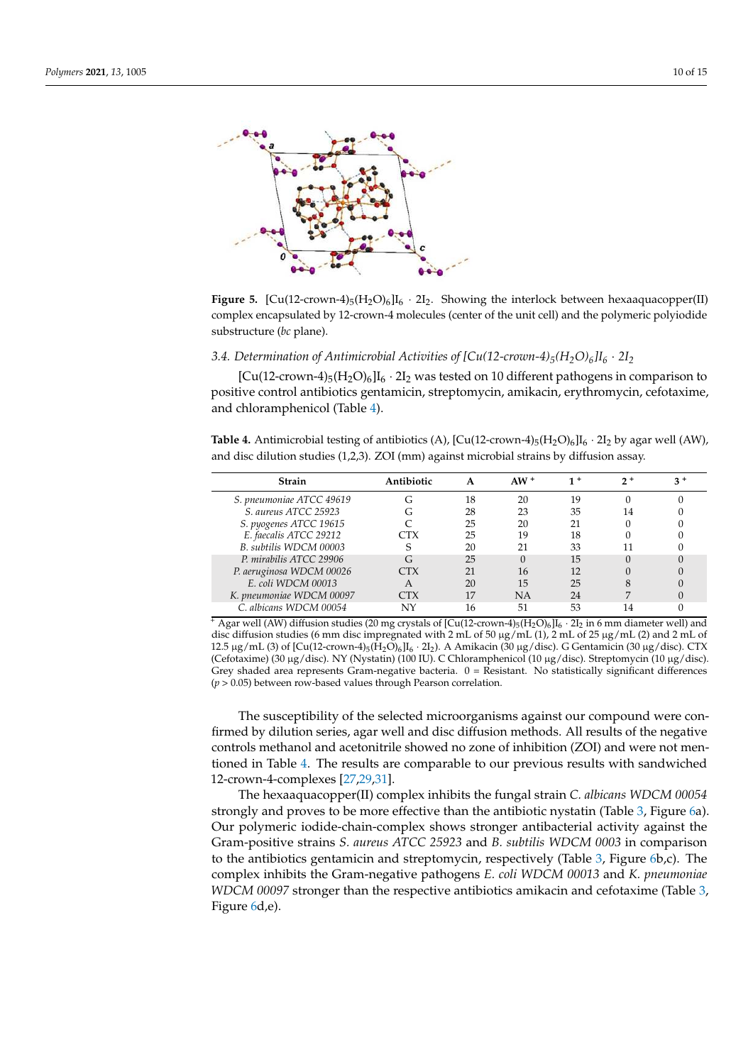**Figure 5.** $[Cu(12\text{-crown-}4)_5(H_2O)_6]I_6 \cdot 2I_2$. Showing the interlock between hexaaquacopper(II) complex encapsulated by 12-crown-4 molecules (center of the unit cell) and the polymeric polyiodide substructure (*bc* plane).

### 3.4. Determination of Antimicrobial Activities of $[Cu(12\text{-crown-}4)_5(H_2O)_6]I_6 \cdot 2I_2$

$[Cu(12\text{-crown-}4)_5(H_2O)_6]I_6 \cdot 2I_2$ was tested on 10 different pathogens in comparison to positive control antibiotics gentamicin, streptomycin, amikacin, erythromycin, cefotaxime, and chloramphenicol (Table 4).

**Table 4.** Antimicrobial testing of antibiotics (A), $[Cu(12\text{-crown-}4)_5(H_2O)_6]I_6 \cdot 2I_2$ by agar well (AW), and disc dilution studies (1,2,3). ZOI (mm) against microbial strains by diffusion assay.

| Strain | Antibiotic | A | AW + | 1 + | 2 + | 3 + |
|---|---|---|---|---|---|---|
| *S. pneumoniae ATCC 49619* | G | 18 | 20 | 19 | 0 | 0 |
| *S. aureus ATCC 25923* | G | 28 | 23 | 35 | 14 | 0 |
| *S. pyogenes ATCC 19615* | C | 25 | 20 | 21 | 0 | 0 |
| *E. faecalis ATCC 29212* | CTX | 25 | 19 | 18 | 0 | 0 |
| *B. subtilis WDCM 00003* | S | 20 | 21 | 33 | 11 | 0 |
| *P. mirabilis ATCC 29906* | G | 25 | 0 | 15 | 0 | 0 |
| *P. aeruginosa WDCM 00026* | CTX | 21 | 16 | 12 | 0 | 0 |
| *E. coli WDCM 00013* | A | 20 | 15 | 25 | 8 | 0 |
| *K. pneumoniae WDCM 00097* | CTX | 17 | NA | 24 | 7 | 0 |
| *C. albicans WDCM 00054* | NY | 16 | 51 | 53 | 14 | 0 |

+ Agar well (AW) diffusion studies (20 mg crystals of $[Cu(12\text{-crown-}4)_5(H_2O)_6]I_6 \cdot 2I_2$ in 6 mm diameter well) and disc diffusion studies (6 mm disc impregnated with 2 mL of 50 μg/mL (1), 2 mL of 25 μg/mL (2) and 2 mL of 12.5 μg/mL (3) of $[Cu(12\text{-crown-}4)_5(H_2O)_6]I_6 \cdot 2I_2$). A Amikacin (30 μg/disc). G Gentamicin (30 μg/disc). CTX (Cefotaxime) (30 μg/disc). NY (Nystatin) (100 IU). C Chloramphenicol (10 μg/disc). Streptomycin (10 μg/disc). Grey shaded area represents Gram-negative bacteria. 0 = Resistant. No statistically significant differences ($p > 0.05$) between row-based values through Pearson correlation.

The susceptibility of the selected microorganisms against our compound were confirmed by dilution series, agar well and disc diffusion methods. All results of the negative controls methanol and acetonitrile showed no zone of inhibition (ZOI) and were not mentioned in Table 4. The results are comparable to our previous results with sandwiched 12-crown-4-complexes [27,29,31].

The hexaaquacopper(II) complex inhibits the fungal strain *C. albicans WDCM 00054* strongly and proves to be more effective than the antibiotic nystatin (Table 3, Figure 6a). Our polymeric iodide-chain-complex shows stronger antibacterial activity against the Gram-positive strains *S. aureus ATCC 25923* and *B. subtilis WDCM 0003* in comparison to the antibiotics gentamicin and streptomycin, respectively (Table 3, Figure 6b,c). The complex inhibits the Gram-negative pathogens *E. coli WDCM 00013* and *K. pneumoniae WDCM 00097* stronger than the respective antibiotics amikacin and cefotaxime (Table 3, Figure 6d,e).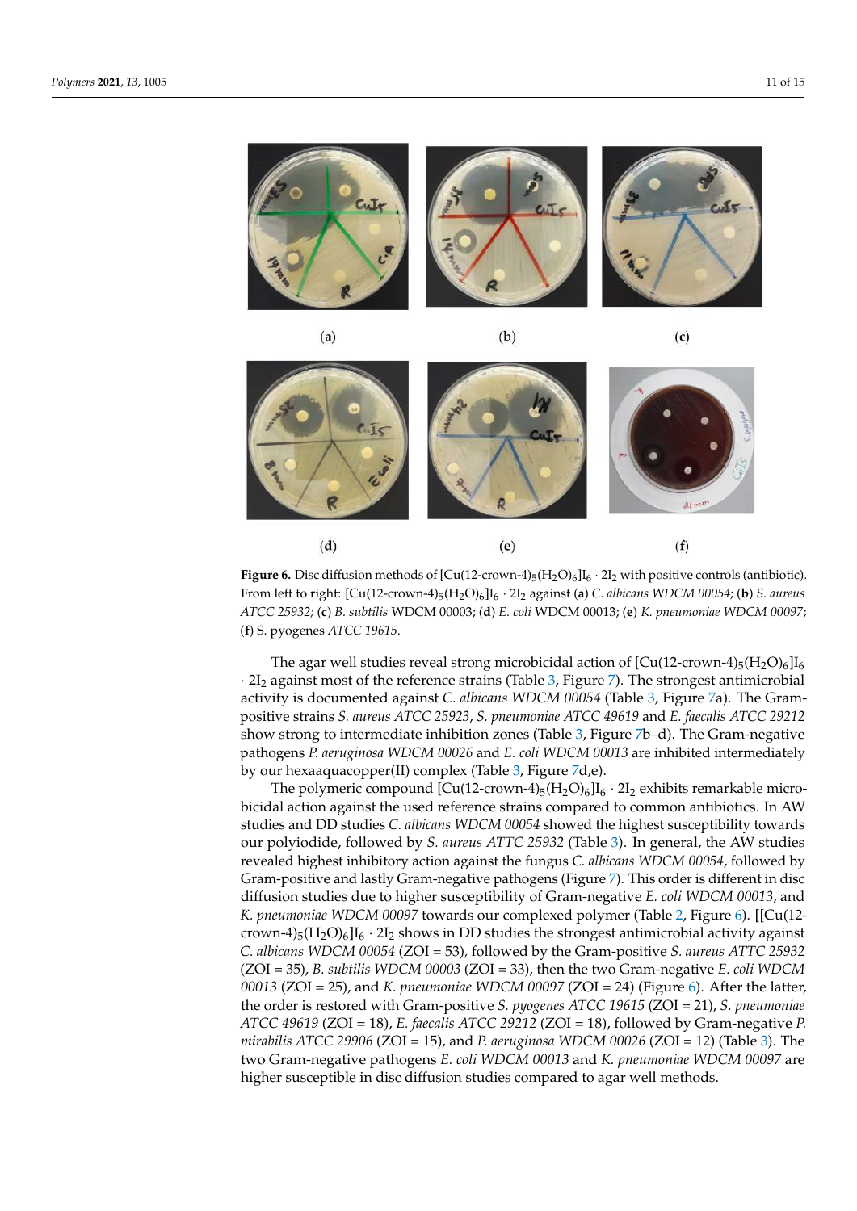(a) (b) (c)

(d) (e) (f)

**Figure 6.** Disc diffusion methods of $[Cu(12\text{-crown-}4)_5(H_2O)_6]I_6 \cdot 2I_2$ with positive controls (antibiotic). From left to right: $[Cu(12\text{-crown-}4)_5(H_2O)_6]I_6 \cdot 2I_2$ against (**a**) *C. albicans WDCM 00054*; (**b**) *S. aureus ATCC 25932;* (**c**) *B. subtilis* WDCM 00003; (**d**) *E. coli* WDCM 00013; (**e**) *K. pneumoniae WDCM 00097*; (**f**) S. pyogenes *ATCC 19615*.

The agar well studies reveal strong microbicidal action of $[Cu(12\text{-crown-}4)_5(H_2O)_6]I_6 \cdot 2I_2$ against most of the reference strains (Table 3, Figure 7). The strongest antimicrobial activity is documented against *C. albicans WDCM 00054* (Table 3, Figure 7a). The Gram-positive strains *S. aureus ATCC 25923*, *S. pneumoniae ATCC 49619* and *E. faecalis ATCC 29212* show strong to intermediate inhibition zones (Table 3, Figure 7b–d). The Gram-negative pathogens *P. aeruginosa WDCM 00026* and *E. coli WDCM 00013* are inhibited intermediately by our hexaaquacopper(II) complex (Table 3, Figure 7d,e).

The polymeric compound $[Cu(12\text{-crown-}4)_5(H_2O)_6]I_6 \cdot 2I_2$ exhibits remarkable microbicidal action against the used reference strains compared to common antibiotics. In AW studies and DD studies *C. albicans WDCM 00054* showed the highest susceptibility towards our polyiodide, followed by *S. aureus ATTC 25932* (Table 3). In general, the AW studies revealed highest inhibitory action against the fungus *C. albicans WDCM 00054*, followed by Gram-positive and lastly Gram-negative pathogens (Figure 7). This order is different in disc diffusion studies due to higher susceptibility of Gram-negative *E. coli WDCM 00013*, and *K. pneumoniae WDCM 00097* towards our complexed polymer (Table 2, Figure 6). [[Cu(12-crown-4)$_5$($H_2O$)$_6$]$I_6 \cdot 2I_2$ shows in DD studies the strongest antimicrobial activity against *C. albicans WDCM 00054* (ZOI = 53), followed by the Gram-positive *S. aureus ATTC 25932* (ZOI = 35), *B. subtilis WDCM 00003* (ZOI = 33), then the two Gram-negative *E. coli WDCM 00013* (ZOI = 25), and *K. pneumoniae WDCM 00097* (ZOI = 24) (Figure 6). After the latter, the order is restored with Gram-positive *S. pyogenes ATCC 19615* (ZOI = 21), *S. pneumoniae ATCC 49619* (ZOI = 18), *E. faecalis ATCC 29212* (ZOI = 18), followed by Gram-negative *P. mirabilis ATCC 29906* (ZOI = 15), and *P. aeruginosa WDCM 00026* (ZOI = 12) (Table 3). The two Gram-negative pathogens *E. coli WDCM 00013* and *K. pneumoniae WDCM 00097* are higher susceptible in disc diffusion studies compared to agar well methods.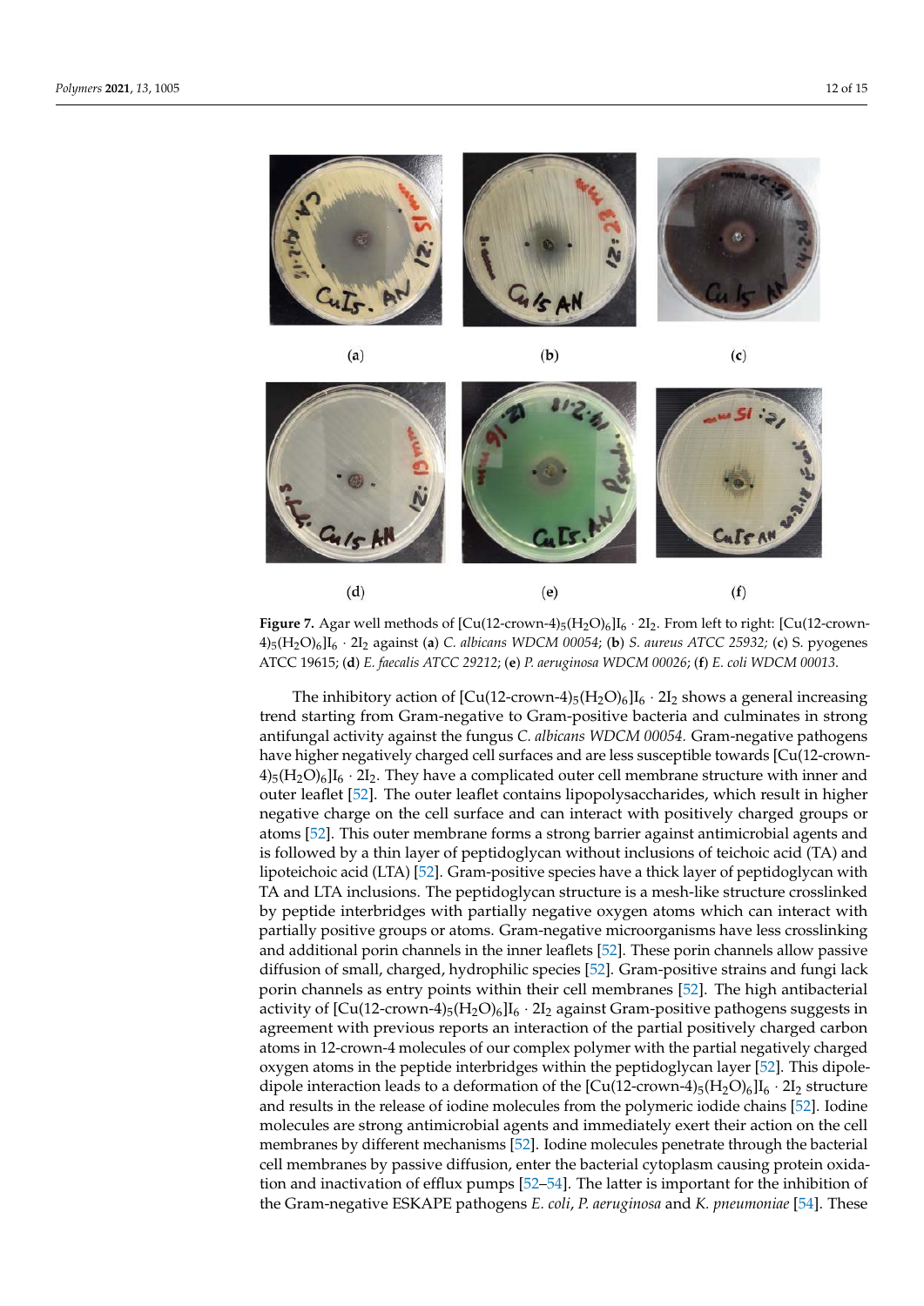(a) (b) (c)

(d) (e) (f)

**Figure 7.** Agar well methods of $[Cu(12\text{-crown-}4)_5(H_2O)_6]I_6 \cdot 2I_2$. From left to right: $[Cu(12\text{-crown-}4)_5(H_2O)_6]I_6 \cdot 2I_2$ against (**a**) *C. albicans WDCM 00054*; (**b**) *S. aureus ATCC 25932*; (**c**) S. pyogenes ATCC 19615; (**d**) *E. faecalis ATCC 29212*; (**e**) *P. aeruginosa WDCM 00026*; (**f**) *E. coli WDCM 00013*.

The inhibitory action of $[Cu(12\text{-crown-}4)_5(H_2O)_6]I_6 \cdot 2I_2$ shows a general increasing trend starting from Gram-negative to Gram-positive bacteria and culminates in strong antifungal activity against the fungus *C. albicans WDCM 00054*. Gram-negative pathogens have higher negatively charged cell surfaces and are less susceptible towards $[Cu(12\text{-crown-}4)_5(H_2O)_6]I_6 \cdot 2I_2$. They have a complicated outer cell membrane structure with inner and outer leaflet [52]. The outer leaflet contains lipopolysaccharides, which result in higher negative charge on the cell surface and can interact with positively charged groups or atoms [52]. This outer membrane forms a strong barrier against antimicrobial agents and is followed by a thin layer of peptidoglycan without inclusions of teichoic acid (TA) and lipoteichoic acid (LTA) [52]. Gram-positive species have a thick layer of peptidoglycan with TA and LTA inclusions. The peptidoglycan structure is a mesh-like structure crosslinked by peptide interbridges with partially negative oxygen atoms which can interact with partially positive groups or atoms. Gram-negative microorganisms have less crosslinking and additional porin channels in the inner leaflets [52]. These porin channels allow passive diffusion of small, charged, hydrophilic species [52]. Gram-positive strains and fungi lack porin channels as entry points within their cell membranes [52]. The high antibacterial activity of $[Cu(12\text{-crown-}4)_5(H_2O)_6]I_6 \cdot 2I_2$ against Gram-positive pathogens suggests in agreement with previous reports an interaction of the partial positively charged carbon atoms in 12-crown-4 molecules of our complex polymer with the partial negatively charged oxygen atoms in the peptide interbridges within the peptidoglycan layer [52]. This dipole-dipole interaction leads to a deformation of the $[Cu(12\text{-crown-}4)_5(H_2O)_6]I_6 \cdot 2I_2$ structure and results in the release of iodine molecules from the polymeric iodide chains [52]. Iodine molecules are strong antimicrobial agents and immediately exert their action on the cell membranes by different mechanisms [52]. Iodine molecules penetrate through the bacterial cell membranes by passive diffusion, enter the bacterial cytoplasm causing protein oxidation and inactivation of efflux pumps [52–54]. The latter is important for the inhibition of the Gram-negative ESKAPE pathogens *E. coli*, *P. aeruginosa* and *K. pneumoniae* [54]. These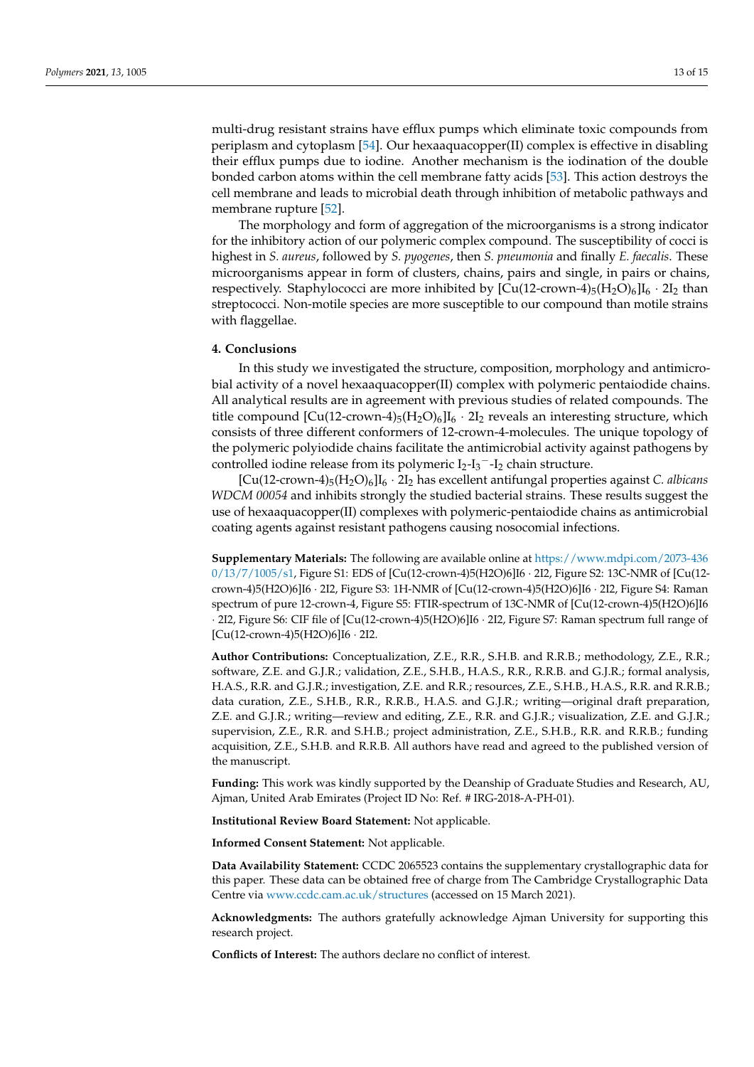multi-drug resistant strains have efflux pumps which eliminate toxic compounds from periplasm and cytoplasm [54]. Our hexaaquacopper(II) complex is effective in disabling their efflux pumps due to iodine. Another mechanism is the iodination of the double bonded carbon atoms within the cell membrane fatty acids [53]. This action destroys the cell membrane and leads to microbial death through inhibition of metabolic pathways and membrane rupture [52].

The morphology and form of aggregation of the microorganisms is a strong indicator for the inhibitory action of our polymeric complex compound. The susceptibility of cocci is highest in *S. aureus*, followed by *S. pyogenes*, then *S. pneumonia* and finally *E. faecalis*. These microorganisms appear in form of clusters, chains, pairs and single, in pairs or chains, respectively. Staphylococci are more inhibited by $[Cu(12\text{-crown-}4)_5(H_2O)_6]I_6 \cdot 2I_2$ than streptococci. Non-motile species are more susceptible to our compound than motile strains with flaggellae.

## 4. Conclusions

In this study we investigated the structure, composition, morphology and antimicrobial activity of a novel hexaaquacopper(II) complex with polymeric pentaiodide chains. All analytical results are in agreement with previous studies of related compounds. The title compound $[Cu(12\text{-crown-}4)_5(H_2O)_6]I_6 \cdot 2I_2$ reveals an interesting structure, which consists of three different conformers of 12-crown-4-molecules. The unique topology of the polymeric polyiodide chains facilitate the antimicrobial activity against pathogens by controlled iodine release from its polymeric $I_2\text{-}I_3^-\text{-}I_2$ chain structure.

$[Cu(12\text{-crown-}4)_5(H_2O)_6]I_6 \cdot 2I_2$ has excellent antifungal properties against *C. albicans WDCM 00054* and inhibits strongly the studied bacterial strains. These results suggest the use of hexaaquacopper(II) complexes with polymeric-pentaiodide chains as antimicrobial coating agents against resistant pathogens causing nosocomial infections.

**Supplementary Materials:** The following are available online at https://www.mdpi.com/2073-4360/13/7/1005/s1, Figure S1: EDS of [Cu(12-crown-4)5(H2O)6]I6 · 2I2, Figure S2: 13C-NMR of [Cu(12-crown-4)5(H2O)6]I6 · 2I2, Figure S3: 1H-NMR of [Cu(12-crown-4)5(H2O)6]I6 · 2I2, Figure S4: Raman spectrum of pure 12-crown-4, Figure S5: FTIR-spectrum of 13C-NMR of [Cu(12-crown-4)5(H2O)6]I6 · 2I2, Figure S6: CIF file of [Cu(12-crown-4)5(H2O)6]I6 · 2I2, Figure S7: Raman spectrum full range of [Cu(12-crown-4)5(H2O)6]I6 · 2I2.

**Author Contributions:** Conceptualization, Z.E., R.R., S.H.B. and R.R.B.; methodology, Z.E., R.R.; software, Z.E. and G.J.R.; validation, Z.E., S.H.B., H.A.S., R.R., R.R.B. and G.J.R.; formal analysis, H.A.S., R.R. and G.J.R.; investigation, Z.E. and R.R.; resources, Z.E., S.H.B., H.A.S., R.R. and R.R.B.; data curation, Z.E., S.H.B., R.R., R.R.B., H.A.S. and G.J.R.; writing—original draft preparation, Z.E. and G.J.R.; writing—review and editing, Z.E., R.R. and G.J.R.; visualization, Z.E. and G.J.R.; supervision, Z.E., R.R. and S.H.B.; project administration, Z.E., S.H.B., R.R. and R.R.B.; funding acquisition, Z.E., S.H.B. and R.R.B. All authors have read and agreed to the published version of the manuscript.

**Funding:** This work was kindly supported by the Deanship of Graduate Studies and Research, AU, Ajman, United Arab Emirates (Project ID No: Ref. # IRG-2018-A-PH-01).

**Institutional Review Board Statement:** Not applicable.

**Informed Consent Statement:** Not applicable.

**Data Availability Statement:** CCDC 2065523 contains the supplementary crystallographic data for this paper. These data can be obtained free of charge from The Cambridge Crystallographic Data Centre via www.ccdc.cam.ac.uk/structures (accessed on 15 March 2021).

**Acknowledgments:** The authors gratefully acknowledge Ajman University for supporting this research project.

**Conflicts of Interest:** The authors declare no conflict of interest.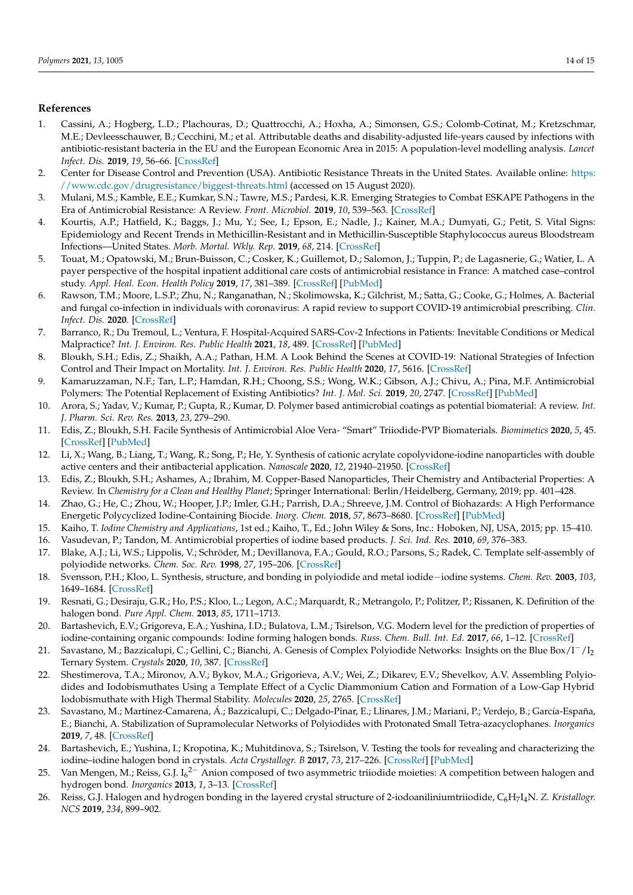## References

1. Cassini, A.; Hogberg, L.D.; Plachouras, D.; Quattrocchi, A.; Hoxha, A.; Simonsen, G.S.; Colomb-Cotinat, M.; Kretzschmar, M.E.; Devleesschauwer, B.; Cecchini, M.; et al. Attributable deaths and disability-adjusted life-years caused by infections with antibiotic-resistant bacteria in the EU and the European Economic Area in 2015: A population-level modelling analysis. *Lancet Infect. Dis.* **2019**, *19*, 56–66. [CrossRef]
2. Center for Disease Control and Prevention (USA). Antibiotic Resistance Threats in the United States. Available online: https://www.cdc.gov/drugresistance/biggest-threats.html (accessed on 15 August 2020).
3. Mulani, M.S.; Kamble, E.E.; Kumkar, S.N.; Tawre, M.S.; Pardesi, K.R. Emerging Strategies to Combat ESKAPE Pathogens in the Era of Antimicrobial Resistance: A Review. *Front. Microbiol.* **2019**, *10*, 539–563. [CrossRef]
4. Kourtis, A.P.; Hatfield, K.; Baggs, J.; Mu, Y.; See, I.; Epson, E.; Nadle, J.; Kainer, M.A.; Dumyati, G.; Petit, S. Vital Signs: Epidemiology and Recent Trends in Methicillin-Resistant and in Methicillin-Susceptible Staphylococcus aureus Bloodstream Infections—United States. *Morb. Mortal. Wkly. Rep.* **2019**, *68*, 214. [CrossRef]
5. Touat, M.; Opatowski, M.; Brun-Buisson, C.; Cosker, K.; Guillemot, D.; Salomon, J.; Tuppin, P.; de Lagasnerie, G.; Watier, L. A payer perspective of the hospital inpatient additional care costs of antimicrobial resistance in France: A matched case–control study. *Appl. Heal. Econ. Health Policy* **2019**, *17*, 381–389. [CrossRef] [PubMed]
6. Rawson, T.M.; Moore, L.S.P.; Zhu, N.; Ranganathan, N.; Skolimowska, K.; Gilchrist, M.; Satta, G.; Cooke, G.; Holmes, A. Bacterial and fungal co-infection in individuals with coronavirus: A rapid review to support COVID-19 antimicrobial prescribing. *Clin. Infect. Dis.* **2020**. [CrossRef]
7. Barranco, R.; Du Tremoul, L.; Ventura, F. Hospital-Acquired SARS-Cov-2 Infections in Patients: Inevitable Conditions or Medical Malpractice? *Int. J. Environ. Res. Public Health* **2021**, *18*, 489. [CrossRef] [PubMed]
8. Bloukh, S.H.; Edis, Z.; Shaikh, A.A.; Pathan, H.M. A Look Behind the Scenes at COVID-19: National Strategies of Infection Control and Their Impact on Mortality. *Int. J. Environ. Res. Public Health* **2020**, *17*, 5616. [CrossRef]
9. Kamaruzzaman, N.F.; Tan, L.P.; Hamdan, R.H.; Choong, S.S.; Wong, W.K.; Gibson, A.J.; Chivu, A.; Pina, M.F. Antimicrobial Polymers: The Potential Replacement of Existing Antibiotics? *Int. J. Mol. Sci.* **2019**, *20*, 2747. [CrossRef] [PubMed]
10. Arora, S.; Yadav, V.; Kumar, P.; Gupta, R.; Kumar, D. Polymer based antimicrobial coatings as potential biomaterial: A review. *Int. J. Pharm. Sci. Rev. Res.* **2013**, *23*, 279–290.
11. Edis, Z.; Bloukh, S.H. Facile Synthesis of Antimicrobial Aloe Vera- "Smart" Triiodide-PVP Biomaterials. *Biomimetics* **2020**, *5*, 45. [CrossRef] [PubMed]
12. Li, X.; Wang, B.; Liang, T.; Wang, R.; Song, P.; He, Y. Synthesis of cationic acrylate copolyvidone-iodine nanoparticles with double active centers and their antibacterial application. *Nanoscale* **2020**, *12*, 21940–21950. [CrossRef]
13. Edis, Z.; Bloukh, S.H.; Ashames, A.; Ibrahim, M. Copper-Based Nanoparticles, Their Chemistry and Antibacterial Properties: A Review. In *Chemistry for a Clean and Healthy Planet*; Springer International: Berlin/Heidelberg, Germany, 2019; pp. 401–428.
14. Zhao, G.; He, C.; Zhou, W.; Hooper, J.P.; Imler, G.H.; Parrish, D.A.; Shreeve, J.M. Control of Biohazards: A High Performance Energetic Polycyclized Iodine-Containing Biocide. *Inorg. Chem.* **2018**, *57*, 8673–8680. [CrossRef] [PubMed]
15. Kaiho, T. *Iodine Chemistry and Applications*, 1st ed.; Kaiho, T., Ed.; John Wiley & Sons, Inc.: Hoboken, NJ, USA, 2015; pp. 15–410.
16. Vasudevan, P.; Tandon, M. Antimicrobial properties of iodine based products. *J. Sci. Ind. Res.* **2010**, *69*, 376–383.
17. Blake, A.J.; Li, W.S.; Lippolis, V.; Schröder, M.; Devillanova, F.A.; Gould, R.O.; Parsons, S.; Radek, C. Template self-assembly of polyiodide networks. *Chem. Soc. Rev.* **1998**, *27*, 195–206. [CrossRef]
18. Svensson, P.H.; Kloo, L. Synthesis, structure, and bonding in polyiodide and metal iodide−iodine systems. *Chem. Rev.* **2003**, *103*, 1649–1684. [CrossRef]
19. Resnati, G.; Desiraju, G.R.; Ho, P.S.; Kloo, L.; Legon, A.C.; Marquardt, R.; Metrangolo, P.; Politzer, P.; Rissanen, K. Definition of the halogen bond. *Pure Appl. Chem.* **2013**, *85*, 1711–1713.
20. Bartashevich, E.V.; Grigoreva, E.A.; Yushina, I.D.; Bulatova, L.M.; Tsirelson, V.G. Modern level for the prediction of properties of iodine-containing organic compounds: Iodine forming halogen bonds. *Russ. Chem. Bull. Int. Ed.* **2017**, *66*, 1–12. [CrossRef]
21. Savastano, M.; Bazzicalupi, C.; Gellini, C.; Bianchi, A. Genesis of Complex Polyiodide Networks: Insights on the Blue Box/$I^-$/$I_2$ Ternary System. *Crystals* **2020**, *10*, 387. [CrossRef]
22. Shestimerova, T.A.; Mironov, A.V.; Bykov, M.A.; Grigorieva, A.V.; Wei, Z.; Dikarev, E.V.; Shevelkov, A.V. Assembling Polyiodides and Iodobismuthates Using a Template Effect of a Cyclic Diammonium Cation and Formation of a Low-Gap Hybrid Iodobismuthate with High Thermal Stability. *Molecules* **2020**, *25*, 2765. [CrossRef]
23. Savastano, M.; Martínez-Camarena, Á.; Bazzicalupi, C.; Delgado-Pinar, E.; Llinares, J.M.; Mariani, P.; Verdejo, B.; García-España, E.; Bianchi, A. Stabilization of Supramolecular Networks of Polyiodides with Protonated Small Tetra-azacyclophanes. *Inorganics* **2019**, *7*, 48. [CrossRef]
24. Bartashevich, E.; Yushina, I.; Kropotina, K.; Muhitdinova, S.; Tsirelson, V. Testing the tools for revealing and characterizing the iodine–iodine halogen bond in crystals. *Acta Crystallogr. B* **2017**, *73*, 217–226. [CrossRef] [PubMed]
25. Van Mengen, M.; Reiss, G.J. $I_6^{2-}$ Anion composed of two asymmetric triiodide moieties: A competition between halogen and hydrogen bond. *Inorganics* **2013**, *1*, 3–13. [CrossRef]
26. Reiss, G.J. Halogen and hydrogen bonding in the layered crystal structure of 2-iodoaniliniumtriiodide, $C_6H_7I_4N$. *Z. Kristallogr. NCS* **2019**, *234*, 899–902.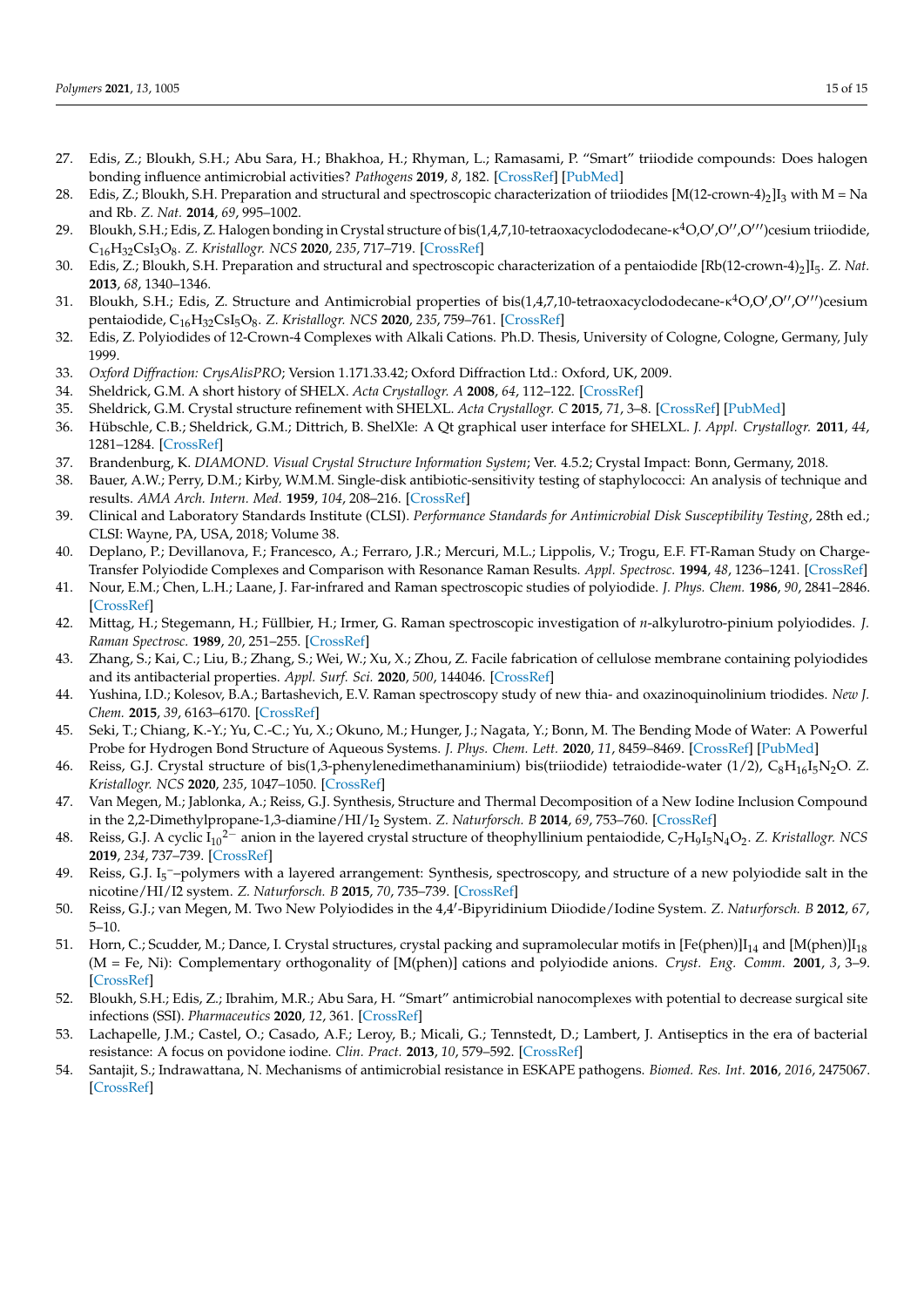27. Edis, Z.; Bloukh, S.H.; Abu Sara, H.; Bhakhoa, H.; Rhyman, L.; Ramasami, P. "Smart" triiodide compounds: Does halogen bonding influence antimicrobial activities? *Pathogens* **2019**, *8*, 182. [CrossRef] [PubMed]
28. Edis, Z.; Bloukh, S.H. Preparation and structural and spectroscopic characterization of triiodides $[M(12\text{-crown-}4)_2]I_3$ with M = Na and Rb. *Z. Nat.* **2014**, *69*, 995–1002.
29. Bloukh, S.H.; Edis, Z. Halogen bonding in Crystal structure of bis(1,4,7,10-tetraoxacyclododecane-κ$^4$O,O′,O′′,O′′′)cesium triiodide, $C_{16}H_{32}CsI_3O_8$. *Z. Kristallogr. NCS* **2020**, *235*, 717–719. [CrossRef]
30. Edis, Z.; Bloukh, S.H. Preparation and structural and spectroscopic characterization of a pentaiodide $[Rb(12\text{-crown-}4)_2]I_5$. *Z. Nat.* **2013**, *68*, 1340–1346.
31. Bloukh, S.H.; Edis, Z. Structure and Antimicrobial properties of bis(1,4,7,10-tetraoxacyclododecane-κ$^4$O,O′,O′′,O′′′)cesium pentaiodide, $C_{16}H_{32}CsI_5O_8$. *Z. Kristallogr. NCS* **2020**, *235*, 759–761. [CrossRef]
32. Edis, Z. Polyiodides of 12-Crown-4 Complexes with Alkali Cations. Ph.D. Thesis, University of Cologne, Cologne, Germany, July 1999.
33. *Oxford Diffraction: CrysAlisPRO*; Version 1.171.33.42; Oxford Diffraction Ltd.: Oxford, UK, 2009.
34. Sheldrick, G.M. A short history of SHELX. *Acta Crystallogr. A* **2008**, *64*, 112–122. [CrossRef]
35. Sheldrick, G.M. Crystal structure refinement with SHELXL. *Acta Crystallogr. C* **2015**, *71*, 3–8. [CrossRef] [PubMed]
36. Hübschle, C.B.; Sheldrick, G.M.; Dittrich, B. ShelXle: A Qt graphical user interface for SHELXL. *J. Appl. Crystallogr.* **2011**, *44*, 1281–1284. [CrossRef]
37. Brandenburg, K. *DIAMOND. Visual Crystal Structure Information System*; Ver. 4.5.2; Crystal Impact: Bonn, Germany, 2018.
38. Bauer, A.W.; Perry, D.M.; Kirby, W.M.M. Single-disk antibiotic-sensitivity testing of staphylococci: An analysis of technique and results. *AMA Arch. Intern. Med.* **1959**, *104*, 208–216. [CrossRef]
39. Clinical and Laboratory Standards Institute (CLSI). *Performance Standards for Antimicrobial Disk Susceptibility Testing*, 28th ed.; CLSI: Wayne, PA, USA, 2018; Volume 38.
40. Deplano, P.; Devillanova, F.; Francesco, A.; Ferraro, J.R.; Mercuri, M.L.; Lippolis, V.; Trogu, E.F. FT-Raman Study on Charge-Transfer Polyiodide Complexes and Comparison with Resonance Raman Results. *Appl. Spectrosc.* **1994**, *48*, 1236–1241. [CrossRef]
41. Nour, E.M.; Chen, L.H.; Laane, J. Far-infrared and Raman spectroscopic studies of polyiodide. *J. Phys. Chem.* **1986**, *90*, 2841–2846. [CrossRef]
42. Mittag, H.; Stegemann, H.; Füllbier, H.; Irmer, G. Raman spectroscopic investigation of *n*-alkylurotro-pinium polyiodides. *J. Raman Spectrosc.* **1989**, *20*, 251–255. [CrossRef]
43. Zhang, S.; Kai, C.; Liu, B.; Zhang, S.; Wei, W.; Xu, X.; Zhou, Z. Facile fabrication of cellulose membrane containing polyiodides and its antibacterial properties. *Appl. Surf. Sci.* **2020**, *500*, 144046. [CrossRef]
44. Yushina, I.D.; Kolesov, B.A.; Bartashevich, E.V. Raman spectroscopy study of new thia- and oxazinoquinolinium triodides. *New J. Chem.* **2015**, *39*, 6163–6170. [CrossRef]
45. Seki, T.; Chiang, K.-Y.; Yu, C.-C.; Yu, X.; Okuno, M.; Hunger, J.; Nagata, Y.; Bonn, M. The Bending Mode of Water: A Powerful Probe for Hydrogen Bond Structure of Aqueous Systems. *J. Phys. Chem. Lett.* **2020**, *11*, 8459–8469. [CrossRef] [PubMed]
46. Reiss, G.J. Crystal structure of bis(1,3-phenylenedimethanaminium) bis(triiodide) tetraiodide-water (1/2), $C_8H_{16}I_5N_2O$. *Z. Kristallogr. NCS* **2020**, *235*, 1047–1050. [CrossRef]
47. Van Megen, M.; Jablonka, A.; Reiss, G.J. Synthesis, Structure and Thermal Decomposition of a New Iodine Inclusion Compound in the 2,2-Dimethylpropane-1,3-diamine/HI/$I_2$ System. *Z. Naturforsch. B* **2014**, *69*, 753–760. [CrossRef]
48. Reiss, G.J. A cyclic $I_{10}^{2-}$ anion in the layered crystal structure of theophyllinium pentaiodide, $C_7H_9I_5N_4O_2$. *Z. Kristallogr. NCS* **2019**, *234*, 737–739. [CrossRef]
49. Reiss, G.J. $I_5^-$–polymers with a layered arrangement: Synthesis, spectroscopy, and structure of a new polyiodide salt in the nicotine/HI/I2 system. *Z. Naturforsch. B* **2015**, *70*, 735–739. [CrossRef]
50. Reiss, G.J.; van Megen, M. Two New Polyiodides in the 4,4′-Bipyridinium Diiodide/Iodine System. *Z. Naturforsch. B* **2012**, *67*, 5–10.
51. Horn, C.; Scudder, M.; Dance, I. Crystal structures, crystal packing and supramolecular motifs in $[Fe(phen)]I_{14}$ and $[M(phen)]I_{18}$ (M = Fe, Ni): Complementary orthogonality of [M(phen)] cations and polyiodide anions. *Cryst. Eng. Comm.* **2001**, *3*, 3–9. [CrossRef]
52. Bloukh, S.H.; Edis, Z.; Ibrahim, M.R.; Abu Sara, H. "Smart" antimicrobial nanocomplexes with potential to decrease surgical site infections (SSI). *Pharmaceutics* **2020**, *12*, 361. [CrossRef]
53. Lachapelle, J.M.; Castel, O.; Casado, A.F.; Leroy, B.; Micali, G.; Tennstedt, D.; Lambert, J. Antiseptics in the era of bacterial resistance: A focus on povidone iodine. *Clin. Pract.* **2013**, *10*, 579–592. [CrossRef]
54. Santajit, S.; Indrawattana, N. Mechanisms of antimicrobial resistance in ESKAPE pathogens. *Biomed. Res. Int.* **2016**, *2016*, 2475067. [CrossRef]